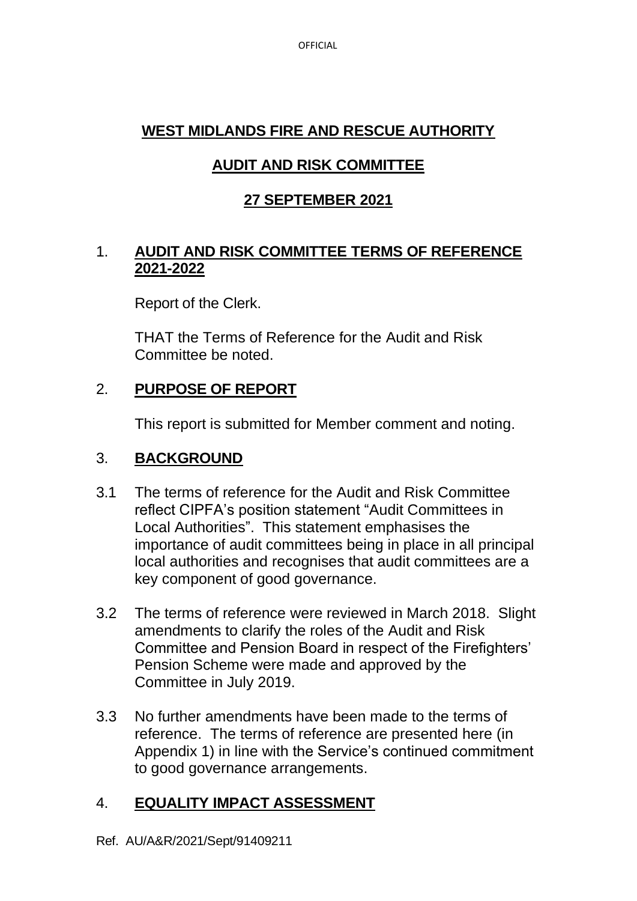# WEST MIDLANDS FIRE AND RESCUE AUTHORITY

## AUDIT AND RISK COMMITTEE

## 27 SEPTEMBER 2021

### 1. AUDIT AND RISK COMMITTEE TERMS OF REFERENCE 2021-2022

Report of the Clerk.

THAT the Terms of Reference for the Audit and Risk Committee be noted.

### 2. PURPOSE OF REPORT

This report is submitted for Member comment and noting.

### 3. BACKGROUND

3.1 The terms of reference for the Audit and Risk Committee reflect CIPFA's position statement "Audit Committees in Local Authorities". This statement emphasises the importance of audit committees being in place in all principal local authorities and recognises that audit committees are a key component of good governance.

3.2 The terms of reference were reviewed in March 2018. Slight amendments to clarify the roles of the Audit and Risk Committee and Pension Board in respect of the Firefighters' Pension Scheme were made and approved by the Committee in July 2019.

3.3 No further amendments have been made to the terms of reference. The terms of reference are presented here (in Appendix 1) in line with the Service's continued commitment to good governance arrangements.

### 4. EQUALITY IMPACT ASSESSMENT

Ref. AU/A&R/2021/Sept/91409211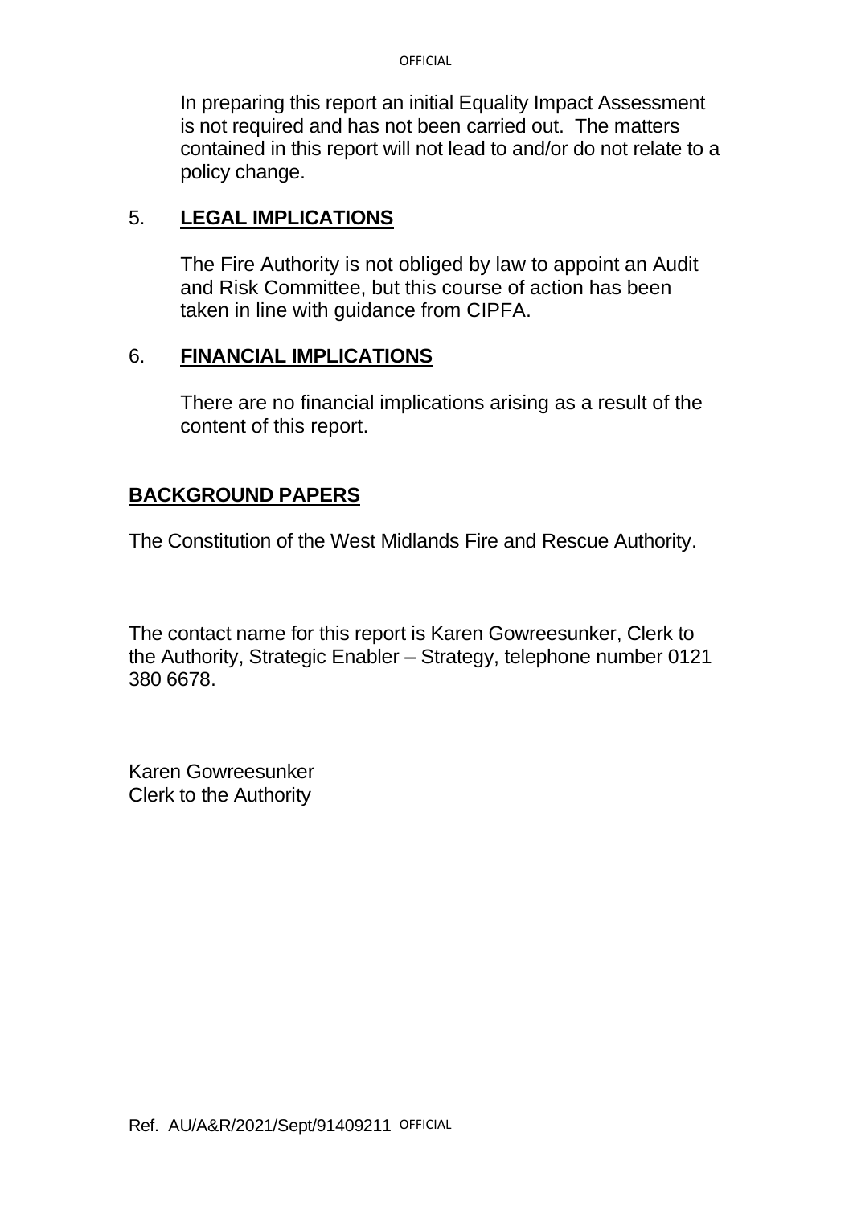In preparing this report an initial Equality Impact Assessment is not required and has not been carried out. The matters contained in this report will not lead to and/or do not relate to a policy change.

## 5. **LEGAL IMPLICATIONS**

The Fire Authority is not obliged by law to appoint an Audit and Risk Committee, but this course of action has been taken in line with guidance from CIPFA.

## 6. **FINANCIAL IMPLICATIONS**

There are no financial implications arising as a result of the content of this report.

## **BACKGROUND PAPERS**

The Constitution of the West Midlands Fire and Rescue Authority.

The contact name for this report is Karen Gowreesunker, Clerk to the Authority, Strategic Enabler – Strategy, telephone number 0121 380 6678.

Karen Gowreesunker
Clerk to the Authority

Ref. AU/A&R/2021/Sept/91409211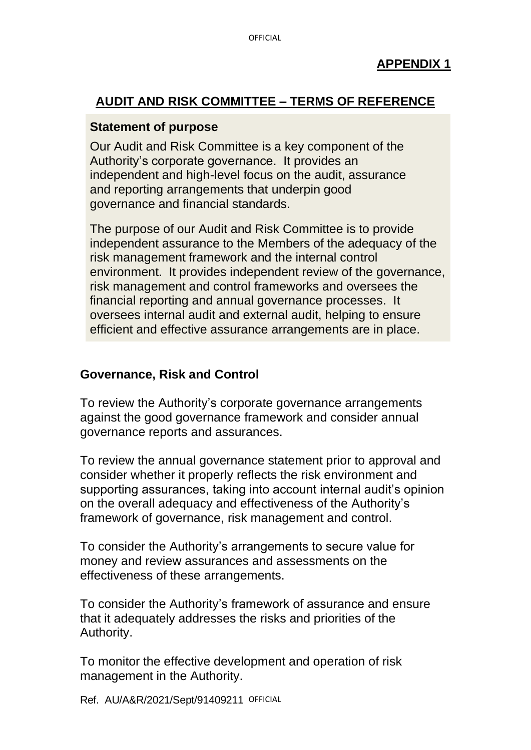**APPENDIX 1**

## AUDIT AND RISK COMMITTEE – TERMS OF REFERENCE

**Statement of purpose**

Our Audit and Risk Committee is a key component of the Authority's corporate governance. It provides an independent and high-level focus on the audit, assurance and reporting arrangements that underpin good governance and financial standards.

The purpose of our Audit and Risk Committee is to provide independent assurance to the Members of the adequacy of the risk management framework and the internal control environment. It provides independent review of the governance, risk management and control frameworks and oversees the financial reporting and annual governance processes. It oversees internal audit and external audit, helping to ensure efficient and effective assurance arrangements are in place.

### Governance, Risk and Control

To review the Authority's corporate governance arrangements against the good governance framework and consider annual governance reports and assurances.

To review the annual governance statement prior to approval and consider whether it properly reflects the risk environment and supporting assurances, taking into account internal audit's opinion on the overall adequacy and effectiveness of the Authority's framework of governance, risk management and control.

To consider the Authority's arrangements to secure value for money and review assurances and assessments on the effectiveness of these arrangements.

To consider the Authority's framework of assurance and ensure that it adequately addresses the risks and priorities of the Authority.

To monitor the effective development and operation of risk management in the Authority.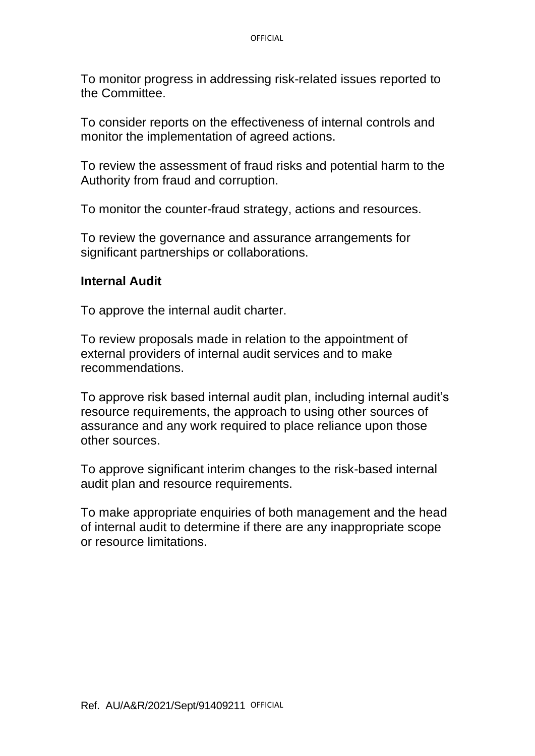To monitor progress in addressing risk-related issues reported to the Committee.

To consider reports on the effectiveness of internal controls and monitor the implementation of agreed actions.

To review the assessment of fraud risks and potential harm to the Authority from fraud and corruption.

To monitor the counter-fraud strategy, actions and resources.

To review the governance and assurance arrangements for significant partnerships or collaborations.

**Internal Audit**

To approve the internal audit charter.

To review proposals made in relation to the appointment of external providers of internal audit services and to make recommendations.

To approve risk based internal audit plan, including internal audit's resource requirements, the approach to using other sources of assurance and any work required to place reliance upon those other sources.

To approve significant interim changes to the risk-based internal audit plan and resource requirements.

To make appropriate enquiries of both management and the head of internal audit to determine if there are any inappropriate scope or resource limitations.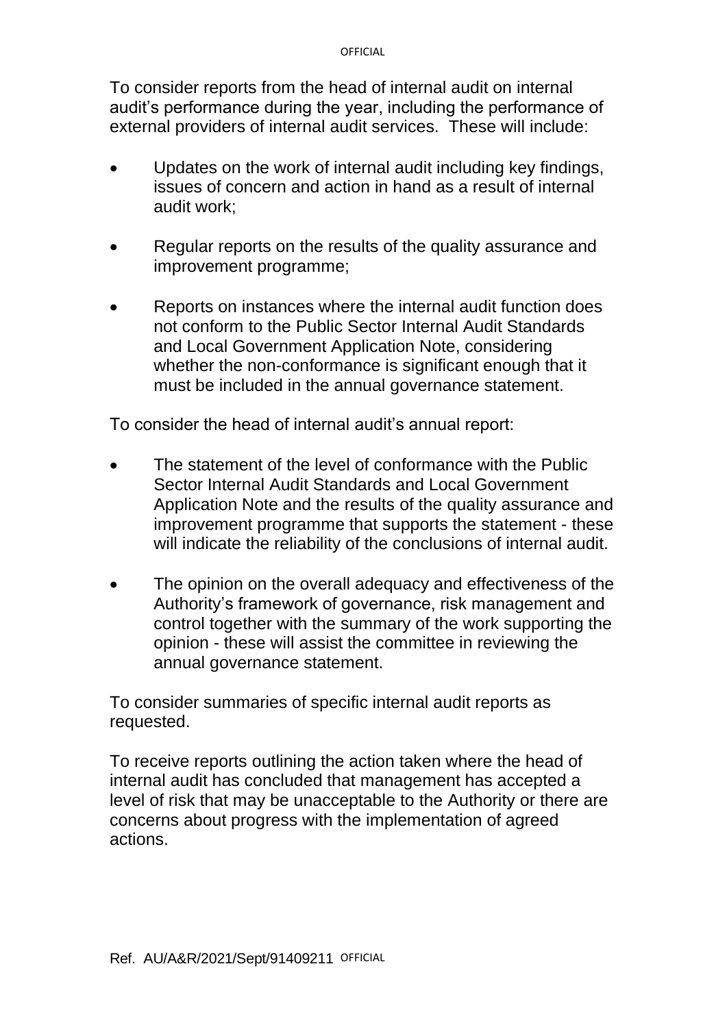To consider reports from the head of internal audit on internal audit's performance during the year, including the performance of external providers of internal audit services. These will include:

- Updates on the work of internal audit including key findings, issues of concern and action in hand as a result of internal audit work;
- Regular reports on the results of the quality assurance and improvement programme;
- Reports on instances where the internal audit function does not conform to the Public Sector Internal Audit Standards and Local Government Application Note, considering whether the non-conformance is significant enough that it must be included in the annual governance statement.

To consider the head of internal audit's annual report:

- The statement of the level of conformance with the Public Sector Internal Audit Standards and Local Government Application Note and the results of the quality assurance and improvement programme that supports the statement - these will indicate the reliability of the conclusions of internal audit.
- The opinion on the overall adequacy and effectiveness of the Authority's framework of governance, risk management and control together with the summary of the work supporting the opinion - these will assist the committee in reviewing the annual governance statement.

To consider summaries of specific internal audit reports as requested.

To receive reports outlining the action taken where the head of internal audit has concluded that management has accepted a level of risk that may be unacceptable to the Authority or there are concerns about progress with the implementation of agreed actions.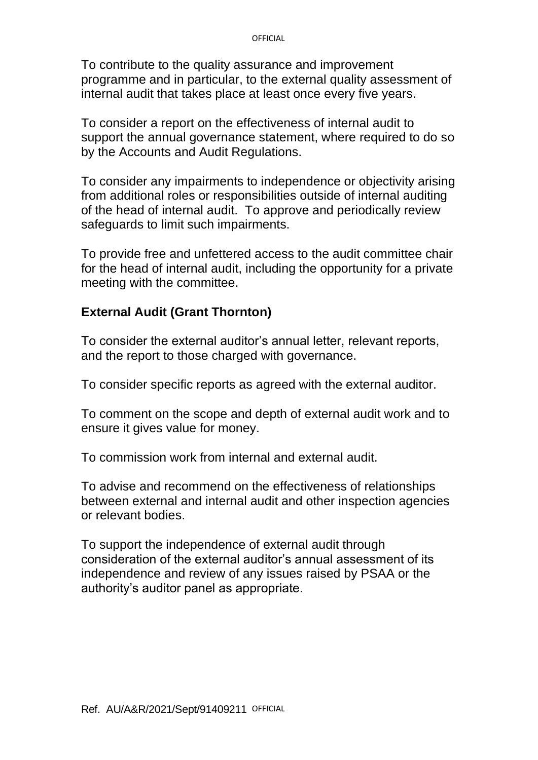To contribute to the quality assurance and improvement programme and in particular, to the external quality assessment of internal audit that takes place at least once every five years.

To consider a report on the effectiveness of internal audit to support the annual governance statement, where required to do so by the Accounts and Audit Regulations.

To consider any impairments to independence or objectivity arising from additional roles or responsibilities outside of internal auditing of the head of internal audit. To approve and periodically review safeguards to limit such impairments.

To provide free and unfettered access to the audit committee chair for the head of internal audit, including the opportunity for a private meeting with the committee.

**External Audit (Grant Thornton)**

To consider the external auditor's annual letter, relevant reports, and the report to those charged with governance.

To consider specific reports as agreed with the external auditor.

To comment on the scope and depth of external audit work and to ensure it gives value for money.

To commission work from internal and external audit.

To advise and recommend on the effectiveness of relationships between external and internal audit and other inspection agencies or relevant bodies.

To support the independence of external audit through consideration of the external auditor's annual assessment of its independence and review of any issues raised by PSAA or the authority's auditor panel as appropriate.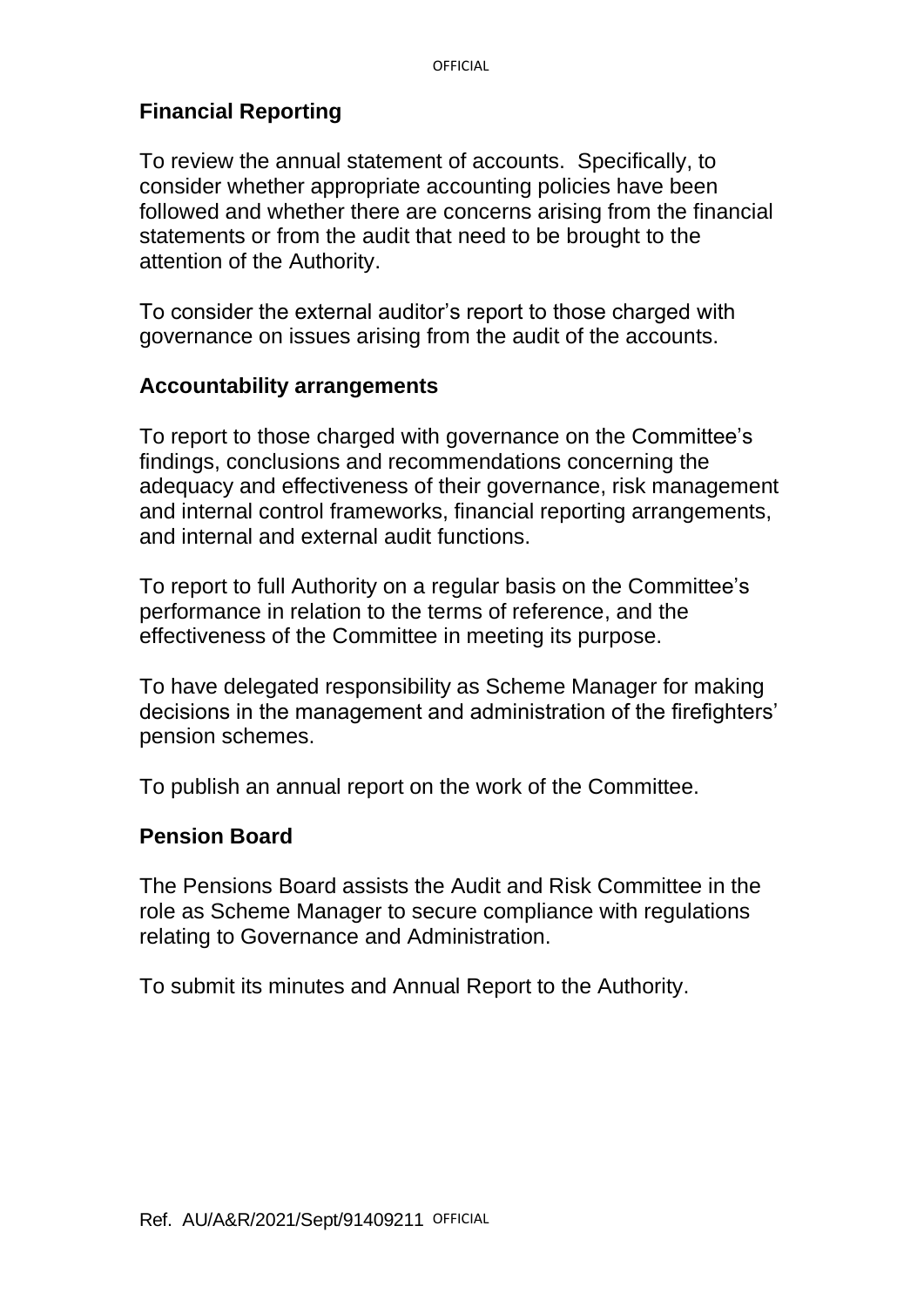## Financial Reporting

To review the annual statement of accounts. Specifically, to consider whether appropriate accounting policies have been followed and whether there are concerns arising from the financial statements or from the audit that need to be brought to the attention of the Authority.

To consider the external auditor's report to those charged with governance on issues arising from the audit of the accounts.

## Accountability arrangements

To report to those charged with governance on the Committee's findings, conclusions and recommendations concerning the adequacy and effectiveness of their governance, risk management and internal control frameworks, financial reporting arrangements, and internal and external audit functions.

To report to full Authority on a regular basis on the Committee's performance in relation to the terms of reference, and the effectiveness of the Committee in meeting its purpose.

To have delegated responsibility as Scheme Manager for making decisions in the management and administration of the firefighters' pension schemes.

To publish an annual report on the work of the Committee.

## Pension Board

The Pensions Board assists the Audit and Risk Committee in the role as Scheme Manager to secure compliance with regulations relating to Governance and Administration.

To submit its minutes and Annual Report to the Authority.

Ref. AU/A&R/2021/Sept/91409211